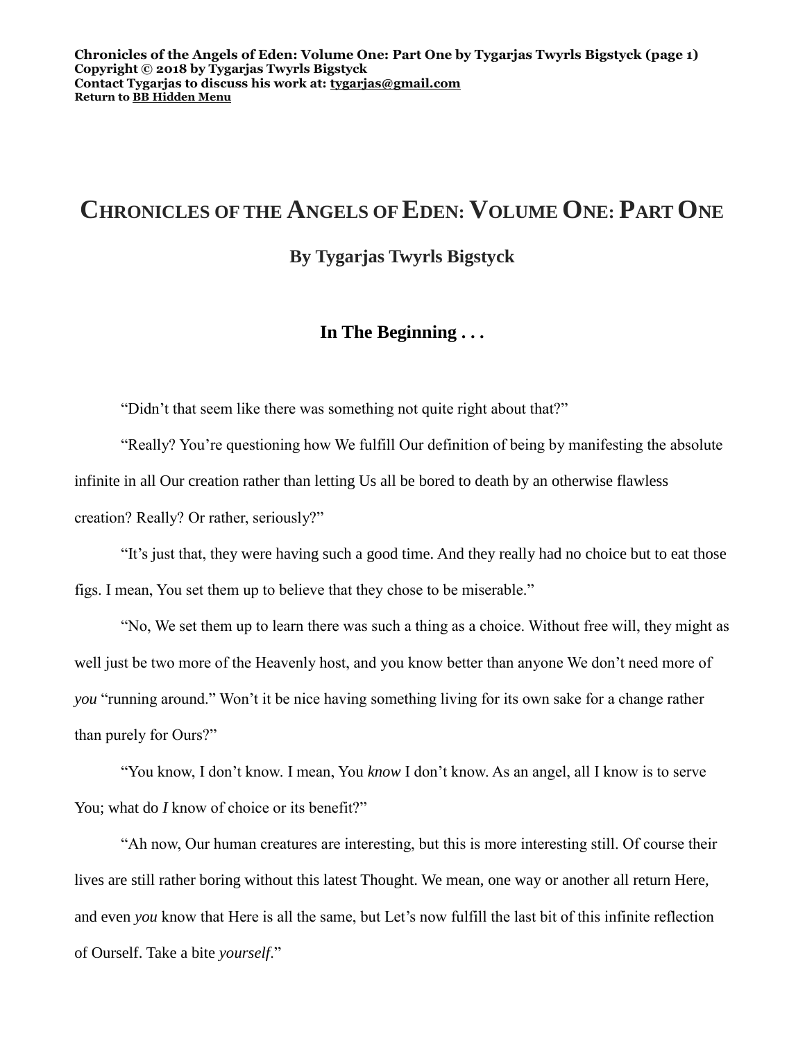Chronicles of the Angels of Eden: Volume One: Part One by Tygarjas Twyrls Bigstyck (page 1)
Copyright © 2018 by Tygarjas Twyrls Bigstyck
Contact Tygarjas to discuss his work at: tygarjas@gmail.com
Return to BB Hidden Menu

# Chronicles of the Angels of Eden: Volume One: Part One

## By Tygarjas Twyrls Bigstyck

### In The Beginning . . .

"Didn't that seem like there was something not quite right about that?"

"Really? You're questioning how We fulfill Our definition of being by manifesting the absolute infinite in all Our creation rather than letting Us all be bored to death by an otherwise flawless creation? Really? Or rather, seriously?"

"It's just that, they were having such a good time. And they really had no choice but to eat those figs. I mean, You set them up to believe that they chose to be miserable."

"No, We set them up to learn there was such a thing as a choice. Without free will, they might as well just be two more of the Heavenly host, and you know better than anyone We don't need more of *you* "running around." Won't it be nice having something living for its own sake for a change rather than purely for Ours?"

"You know, I don't know. I mean, You *know* I don't know. As an angel, all I know is to serve You; what do *I* know of choice or its benefit?"

"Ah now, Our human creatures are interesting, but this is more interesting still. Of course their lives are still rather boring without this latest Thought. We mean, one way or another all return Here, and even *you* know that Here is all the same, but Let's now fulfill the last bit of this infinite reflection of Ourself. Take a bite *yourself*."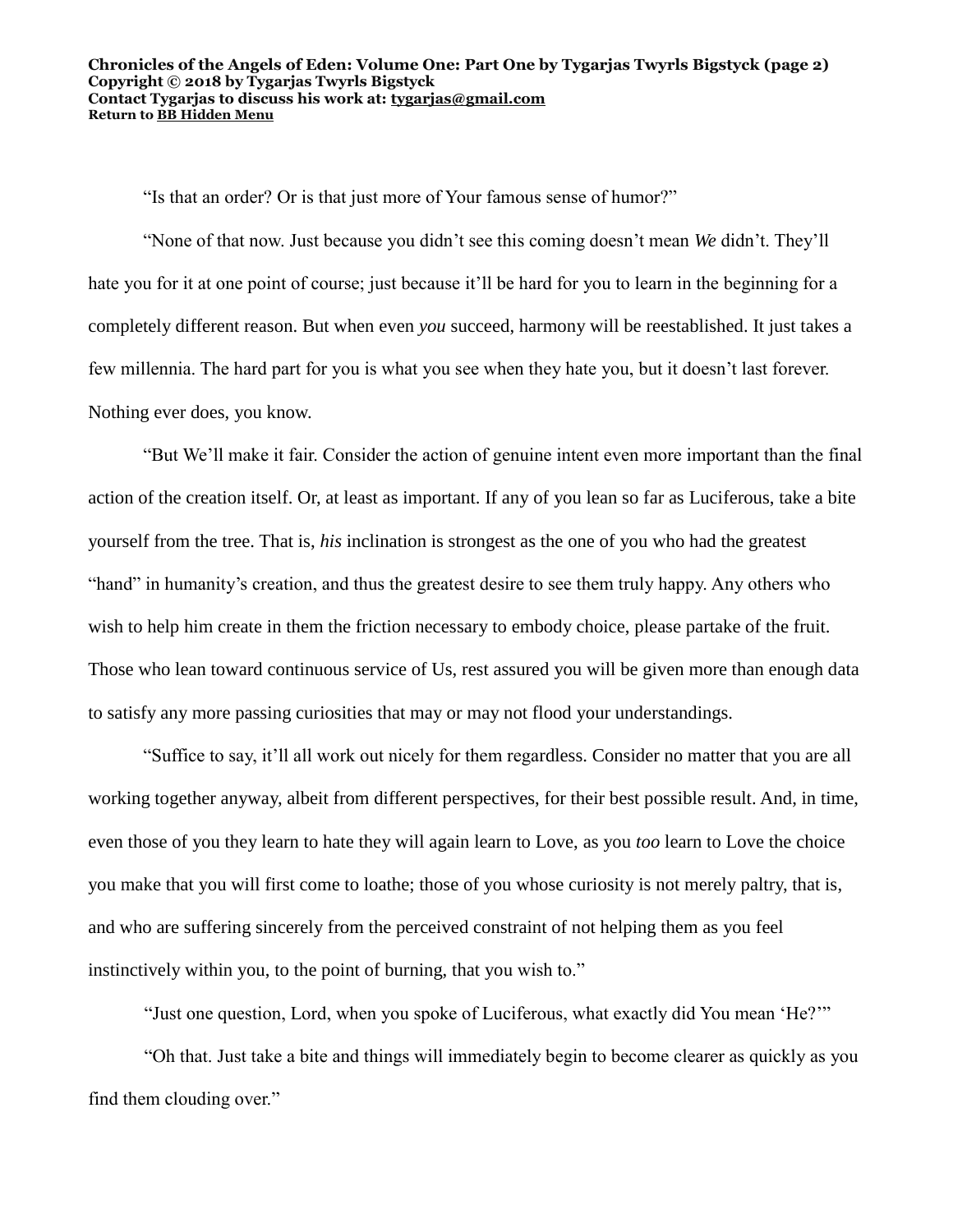"Is that an order? Or is that just more of Your famous sense of humor?"

"None of that now. Just because you didn't see this coming doesn't mean *We* didn't. They'll hate you for it at one point of course; just because it'll be hard for you to learn in the beginning for a completely different reason. But when even *you* succeed, harmony will be reestablished. It just takes a few millennia. The hard part for you is what you see when they hate you, but it doesn't last forever. Nothing ever does, you know.

"But We'll make it fair. Consider the action of genuine intent even more important than the final action of the creation itself. Or, at least as important. If any of you lean so far as Luciferous, take a bite yourself from the tree. That is, *his* inclination is strongest as the one of you who had the greatest "hand" in humanity's creation, and thus the greatest desire to see them truly happy. Any others who wish to help him create in them the friction necessary to embody choice, please partake of the fruit. Those who lean toward continuous service of Us, rest assured you will be given more than enough data to satisfy any more passing curiosities that may or may not flood your understandings.

"Suffice to say, it'll all work out nicely for them regardless. Consider no matter that you are all working together anyway, albeit from different perspectives, for their best possible result. And, in time, even those of you they learn to hate they will again learn to Love, as you *too* learn to Love the choice you make that you will first come to loathe; those of you whose curiosity is not merely paltry, that is, and who are suffering sincerely from the perceived constraint of not helping them as you feel instinctively within you, to the point of burning, that you wish to."

"Just one question, Lord, when you spoke of Luciferous, what exactly did You mean 'He?'"

"Oh that. Just take a bite and things will immediately begin to become clearer as quickly as you find them clouding over."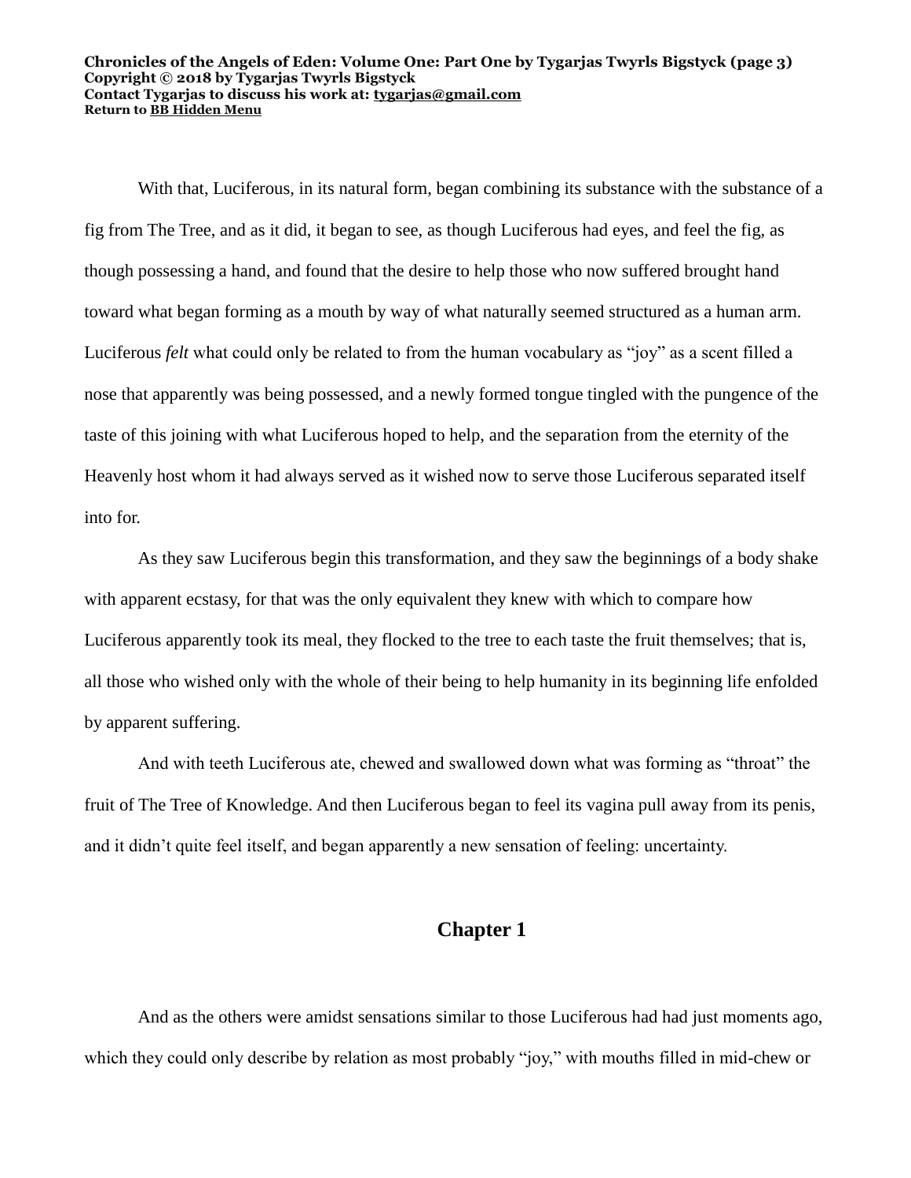With that, Luciferous, in its natural form, began combining its substance with the substance of a fig from The Tree, and as it did, it began to see, as though Luciferous had eyes, and feel the fig, as though possessing a hand, and found that the desire to help those who now suffered brought hand toward what began forming as a mouth by way of what naturally seemed structured as a human arm. Luciferous *felt* what could only be related to from the human vocabulary as "joy" as a scent filled a nose that apparently was being possessed, and a newly formed tongue tingled with the pungence of the taste of this joining with what Luciferous hoped to help, and the separation from the eternity of the Heavenly host whom it had always served as it wished now to serve those Luciferous separated itself into for.

As they saw Luciferous begin this transformation, and they saw the beginnings of a body shake with apparent ecstasy, for that was the only equivalent they knew with which to compare how Luciferous apparently took its meal, they flocked to the tree to each taste the fruit themselves; that is, all those who wished only with the whole of their being to help humanity in its beginning life enfolded by apparent suffering.

And with teeth Luciferous ate, chewed and swallowed down what was forming as "throat" the fruit of The Tree of Knowledge. And then Luciferous began to feel its vagina pull away from its penis, and it didn't quite feel itself, and began apparently a new sensation of feeling: uncertainty.

## Chapter 1

And as the others were amidst sensations similar to those Luciferous had had just moments ago, which they could only describe by relation as most probably "joy," with mouths filled in mid-chew or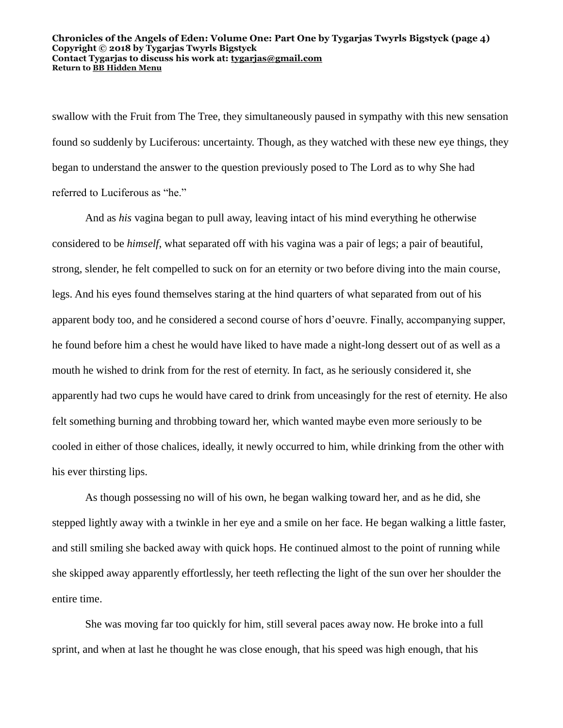swallow with the Fruit from The Tree, they simultaneously paused in sympathy with this new sensation found so suddenly by Luciferous: uncertainty. Though, as they watched with these new eye things, they began to understand the answer to the question previously posed to The Lord as to why She had referred to Luciferous as "he."

And as *his* vagina began to pull away, leaving intact of his mind everything he otherwise considered to be *himself*, what separated off with his vagina was a pair of legs; a pair of beautiful, strong, slender, he felt compelled to suck on for an eternity or two before diving into the main course, legs. And his eyes found themselves staring at the hind quarters of what separated from out of his apparent body too, and he considered a second course of hors d'oeuvre. Finally, accompanying supper, he found before him a chest he would have liked to have made a night-long dessert out of as well as a mouth he wished to drink from for the rest of eternity. In fact, as he seriously considered it, she apparently had two cups he would have cared to drink from unceasingly for the rest of eternity. He also felt something burning and throbbing toward her, which wanted maybe even more seriously to be cooled in either of those chalices, ideally, it newly occurred to him, while drinking from the other with his ever thirsting lips.

As though possessing no will of his own, he began walking toward her, and as he did, she stepped lightly away with a twinkle in her eye and a smile on her face. He began walking a little faster, and still smiling she backed away with quick hops. He continued almost to the point of running while she skipped away apparently effortlessly, her teeth reflecting the light of the sun over her shoulder the entire time.

She was moving far too quickly for him, still several paces away now. He broke into a full sprint, and when at last he thought he was close enough, that his speed was high enough, that his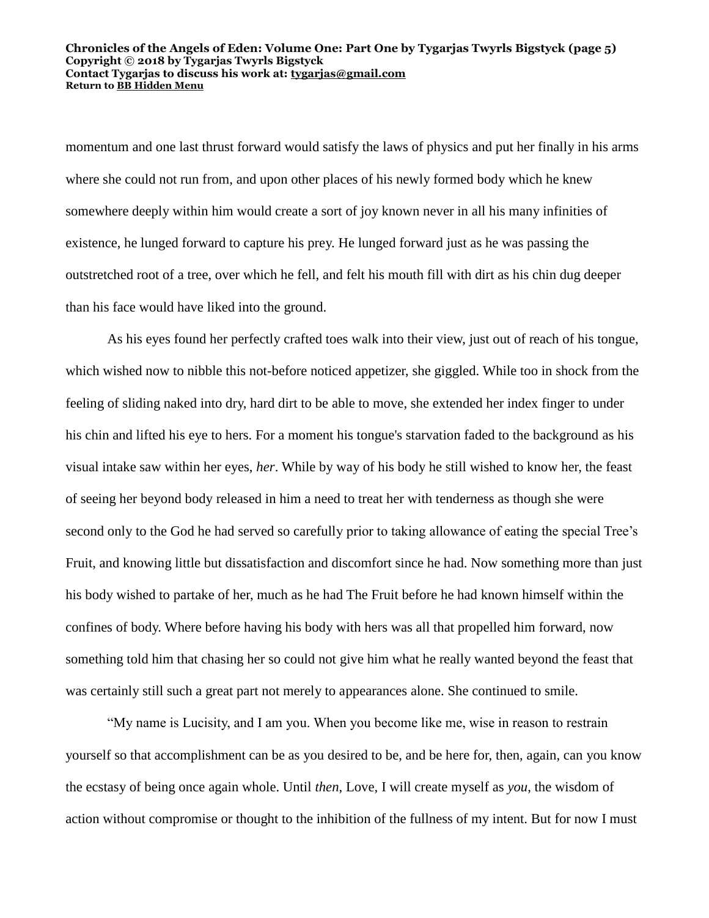momentum and one last thrust forward would satisfy the laws of physics and put her finally in his arms where she could not run from, and upon other places of his newly formed body which he knew somewhere deeply within him would create a sort of joy known never in all his many infinities of existence, he lunged forward to capture his prey. He lunged forward just as he was passing the outstretched root of a tree, over which he fell, and felt his mouth fill with dirt as his chin dug deeper than his face would have liked into the ground.

As his eyes found her perfectly crafted toes walk into their view, just out of reach of his tongue, which wished now to nibble this not-before noticed appetizer, she giggled. While too in shock from the feeling of sliding naked into dry, hard dirt to be able to move, she extended her index finger to under his chin and lifted his eye to hers. For a moment his tongue's starvation faded to the background as his visual intake saw within her eyes, *her*. While by way of his body he still wished to know her, the feast of seeing her beyond body released in him a need to treat her with tenderness as though she were second only to the God he had served so carefully prior to taking allowance of eating the special Tree's Fruit, and knowing little but dissatisfaction and discomfort since he had. Now something more than just his body wished to partake of her, much as he had The Fruit before he had known himself within the confines of body. Where before having his body with hers was all that propelled him forward, now something told him that chasing her so could not give him what he really wanted beyond the feast that was certainly still such a great part not merely to appearances alone. She continued to smile.

"My name is Lucisity, and I am you. When you become like me, wise in reason to restrain yourself so that accomplishment can be as you desired to be, and be here for, then, again, can you know the ecstasy of being once again whole. Until *then*, Love, I will create myself as *you*, the wisdom of action without compromise or thought to the inhibition of the fullness of my intent. But for now I must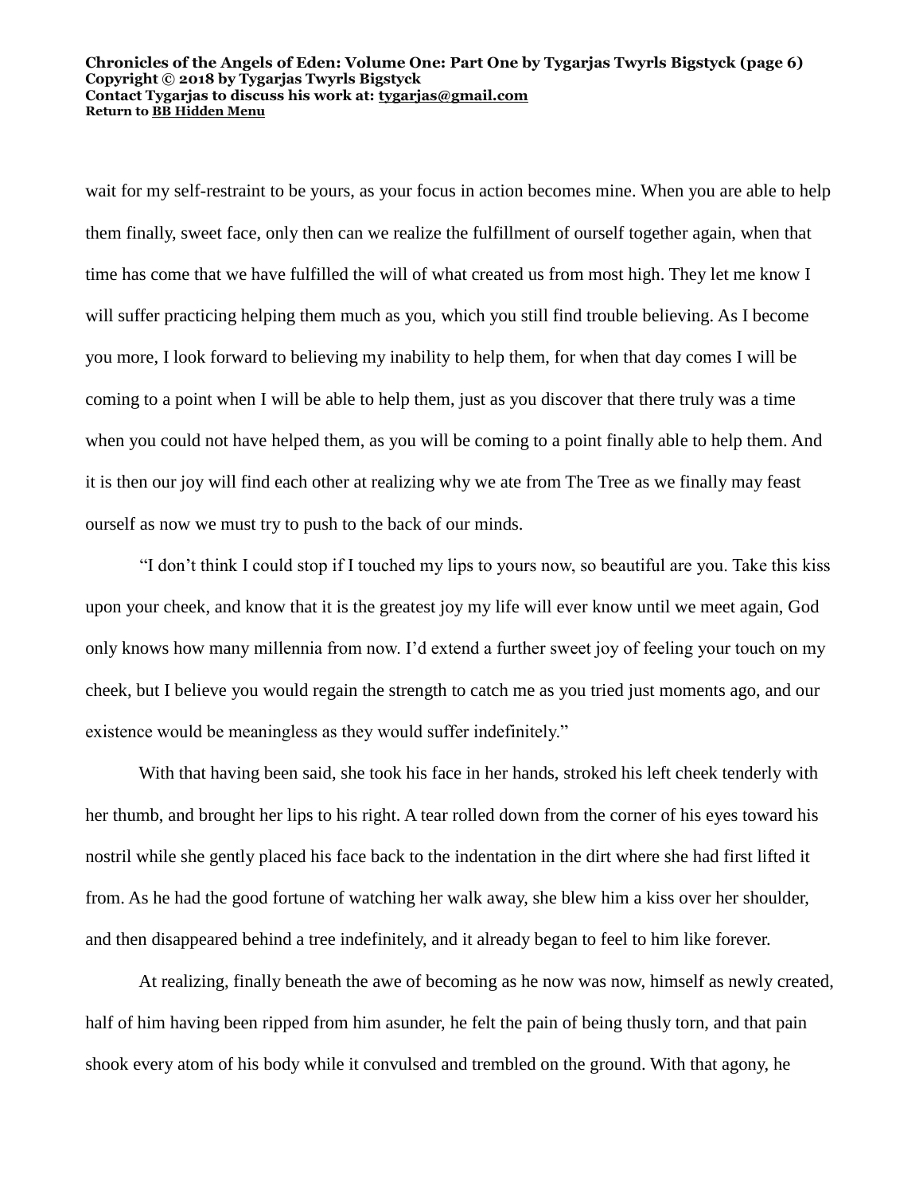wait for my self-restraint to be yours, as your focus in action becomes mine. When you are able to help them finally, sweet face, only then can we realize the fulfillment of ourself together again, when that time has come that we have fulfilled the will of what created us from most high. They let me know I will suffer practicing helping them much as you, which you still find trouble believing. As I become you more, I look forward to believing my inability to help them, for when that day comes I will be coming to a point when I will be able to help them, just as you discover that there truly was a time when you could not have helped them, as you will be coming to a point finally able to help them. And it is then our joy will find each other at realizing why we ate from The Tree as we finally may feast ourself as now we must try to push to the back of our minds.

"I don't think I could stop if I touched my lips to yours now, so beautiful are you. Take this kiss upon your cheek, and know that it is the greatest joy my life will ever know until we meet again, God only knows how many millennia from now. I'd extend a further sweet joy of feeling your touch on my cheek, but I believe you would regain the strength to catch me as you tried just moments ago, and our existence would be meaningless as they would suffer indefinitely."

With that having been said, she took his face in her hands, stroked his left cheek tenderly with her thumb, and brought her lips to his right. A tear rolled down from the corner of his eyes toward his nostril while she gently placed his face back to the indentation in the dirt where she had first lifted it from. As he had the good fortune of watching her walk away, she blew him a kiss over her shoulder, and then disappeared behind a tree indefinitely, and it already began to feel to him like forever.

At realizing, finally beneath the awe of becoming as he now was now, himself as newly created, half of him having been ripped from him asunder, he felt the pain of being thusly torn, and that pain shook every atom of his body while it convulsed and trembled on the ground. With that agony, he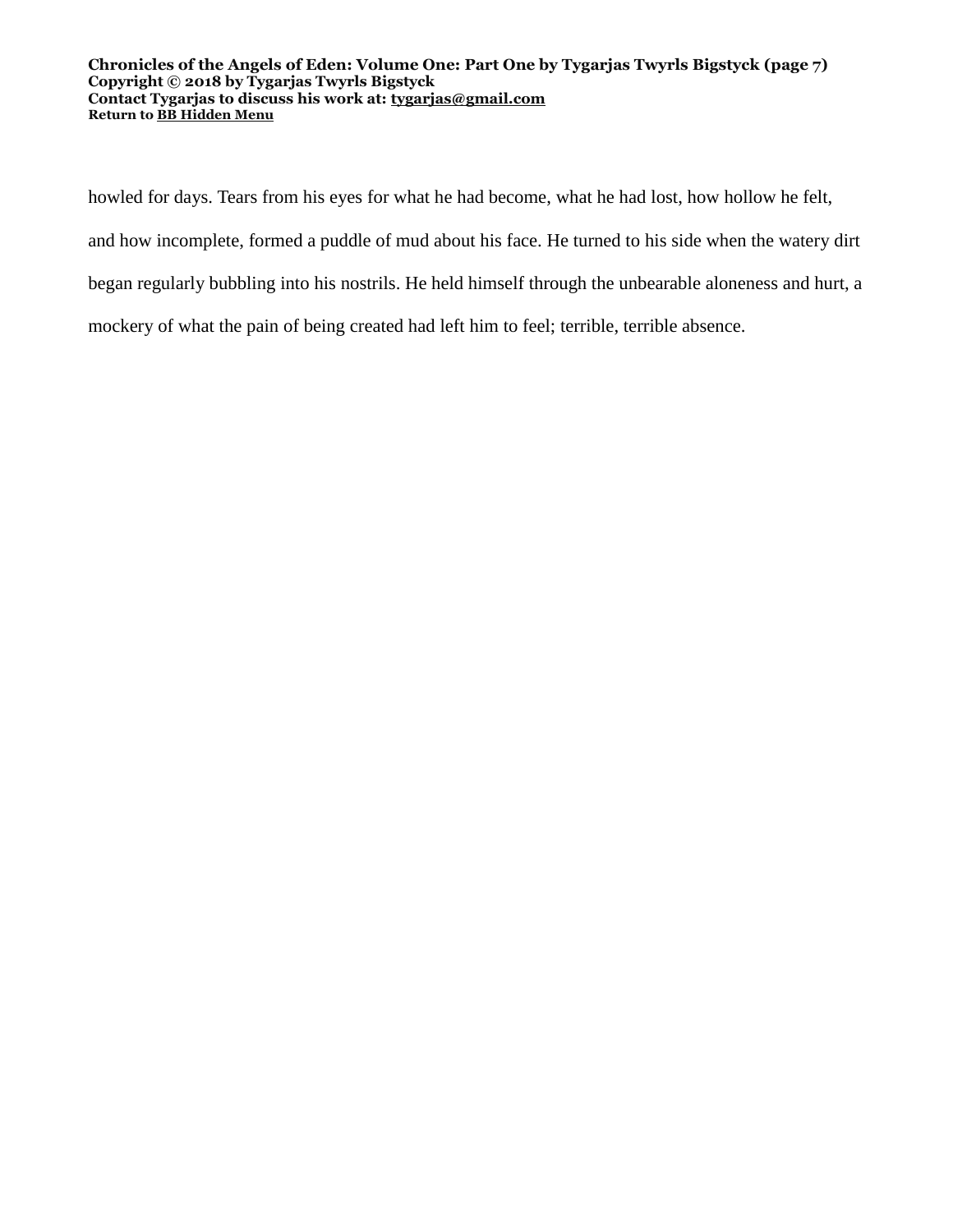howled for days. Tears from his eyes for what he had become, what he had lost, how hollow he felt, and how incomplete, formed a puddle of mud about his face. He turned to his side when the watery dirt began regularly bubbling into his nostrils. He held himself through the unbearable aloneness and hurt, a mockery of what the pain of being created had left him to feel; terrible, terrible absence.